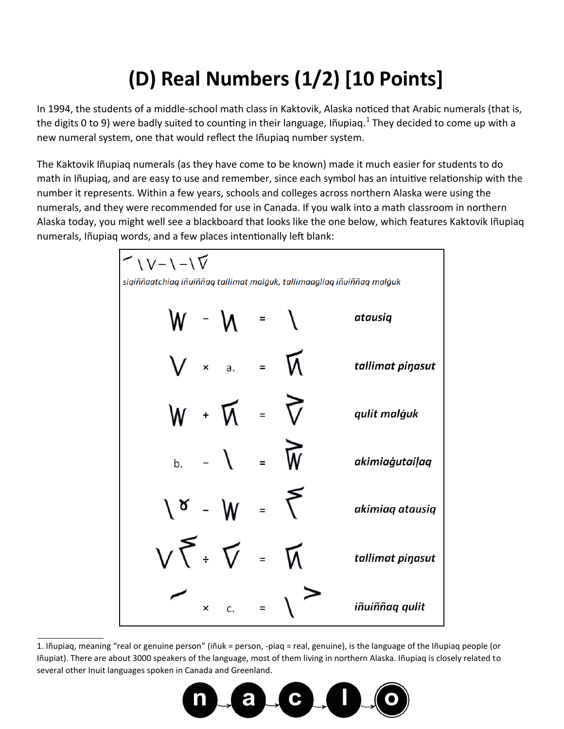# (D) Real Numbers (1/2) [10 Points]

In 1994, the students of a middle-school math class in Kaktovik, Alaska noticed that Arabic numerals (that is, the digits 0 to 9) were badly suited to counting in their language, Iñupiaq.[1] They decided to come up with a new numeral system, one that would reflect the Iñupiaq number system.

The Kaktovik Iñupiaq numerals (as they have come to be known) made it much easier for students to do math in Iñupiaq, and are easy to use and remember, since each symbol has an intuitive relationship with the number it represents. Within a few years, schools and colleges across northern Alaska were using the numerals, and they were recommended for use in Canada. If you walk into a math classroom in northern Alaska today, you might well see a blackboard that looks like the one below, which features Kaktovik Iñupiaq numerals, Iñupiaq words, and a few places intentionally left blank:

*siqiññaatchiaq iñuiññaq tallimat malġuk, tallimaagliaq iñuiññaq malġuk*

| | | | | | |
|---|---|---|---|---|---|
| 𝋖 | − | 𝋕 | = | 𝋁 | ***atausiq*** |
| 𝋅 | × | a. | = | 𝋚 | ***tallimat piŋasut*** |
| 𝋖 | + | 𝋚 | = | 𝋈 | ***qulit malġuk*** |
| b. | − | 𝋁 | = | 𝋙 | ***akimiaġutaiḷaq*** |
| 𝋁𝋀 | − | 𝋖 | = | 𝋐 | ***akimiaq atausiq*** |
| 𝋅𝋐 | ÷ | 𝋆 | = | 𝋚 | ***tallimat piŋasut*** |
| 𝋀 | × | c. | = | 𝋁𝋊 | ***iñuiññaq qulit*** |

---

1. Iñupiaq, meaning “real or genuine person” (iñuk = person, -piaq = real, genuine), is the language of the Iñupiaq people (or Iñupiat). There are about 3000 speakers of the language, most of them living in northern Alaska. Iñupiaq is closely related to several other Inuit languages spoken in Canada and Greenland.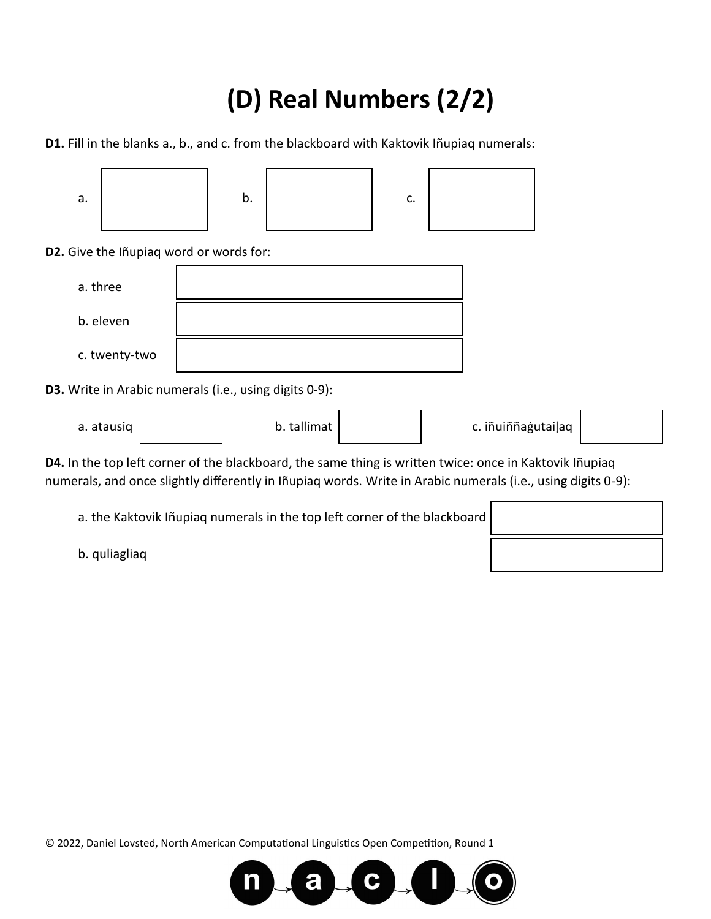# (D) Real Numbers (2/2)

**D1.** Fill in the blanks a., b., and c. from the blackboard with Kaktovik Iñupiaq numerals:

a. 

b. 

c. 

**D2.** Give the Iñupiaq word or words for:

a. three

b. eleven

c. twenty-two

**D3.** Write in Arabic numerals (i.e., using digits 0-9):

a. atausiq

b. tallimat

c. iñuiññaġutaiḷaq

**D4.** In the top left corner of the blackboard, the same thing is written twice: once in Kaktovik Iñupiaq numerals, and once slightly differently in Iñupiaq words. Write in Arabic numerals (i.e., using digits 0-9):

a. the Kaktovik Iñupiaq numerals in the top left corner of the blackboard

b. quliagliaq

© 2022, Daniel Lovsted, North American Computational Linguistics Open Competition, Round 1